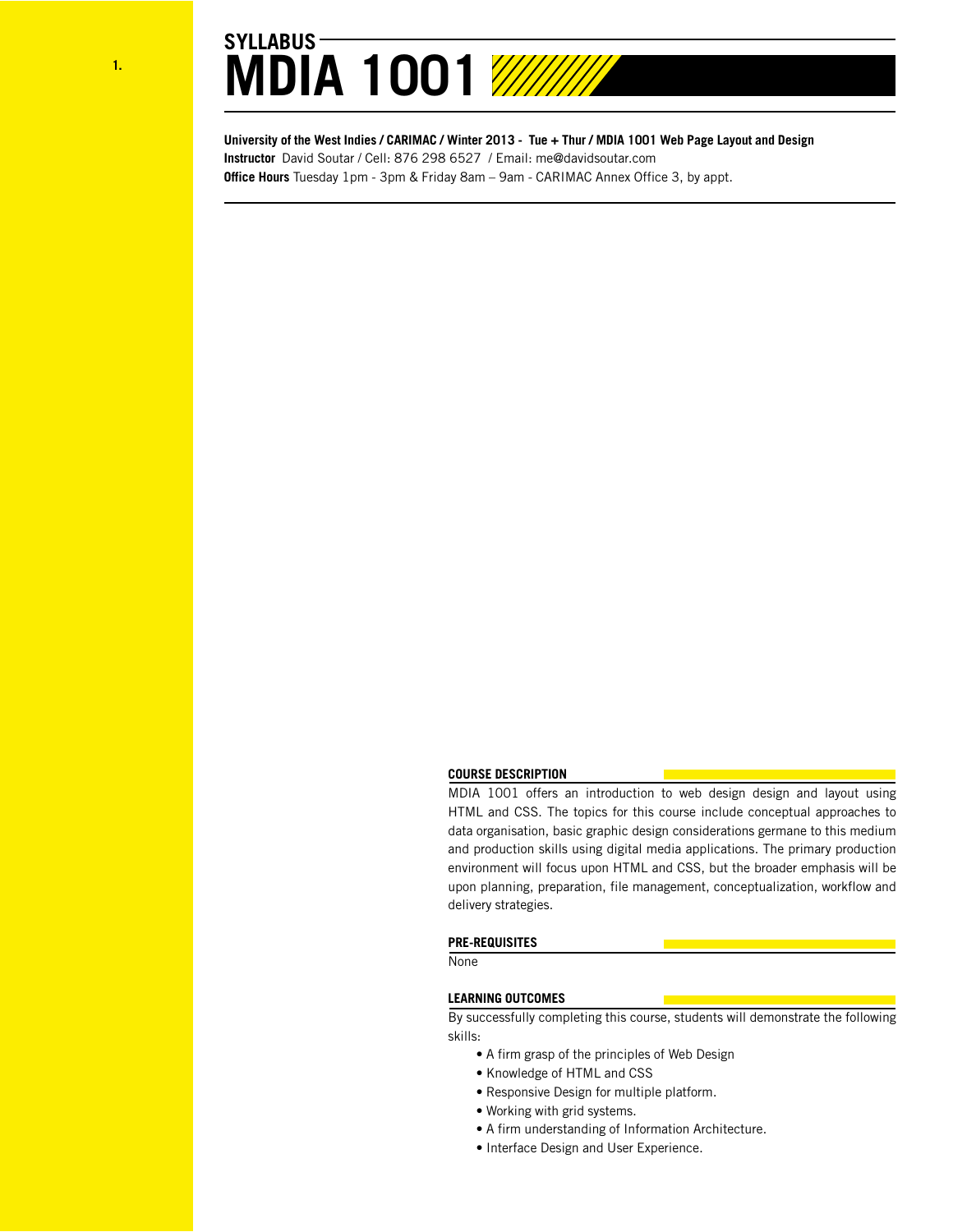# SYLLABUS
# MDIA 1001

**University of the West Indies / CARIMAC / Winter 2013 - Tue + Thur / MDIA 1001 Web Page Layout and Design**
**Instructor** David Soutar / Cell: 876 298 6527 / Email: me@davidsoutar.com
**Office Hours** Tuesday 1pm - 3pm & Friday 8am – 9am - CARIMAC Annex Office 3, by appt.

## COURSE DESCRIPTION

MDIA 1001 offers an introduction to web design design and layout using HTML and CSS. The topics for this course include conceptual approaches to data organisation, basic graphic design considerations germane to this medium and production skills using digital media applications. The primary production environment will focus upon HTML and CSS, but the broader emphasis will be upon planning, preparation, file management, conceptualization, workflow and delivery strategies.

## PRE-REQUISITES

None

## LEARNING OUTCOMES

By successfully completing this course, students will demonstrate the following skills:

- A firm grasp of the principles of Web Design
- Knowledge of HTML and CSS
- Responsive Design for multiple platform.
- Working with grid systems.
- A firm understanding of Information Architecture.
- Interface Design and User Experience.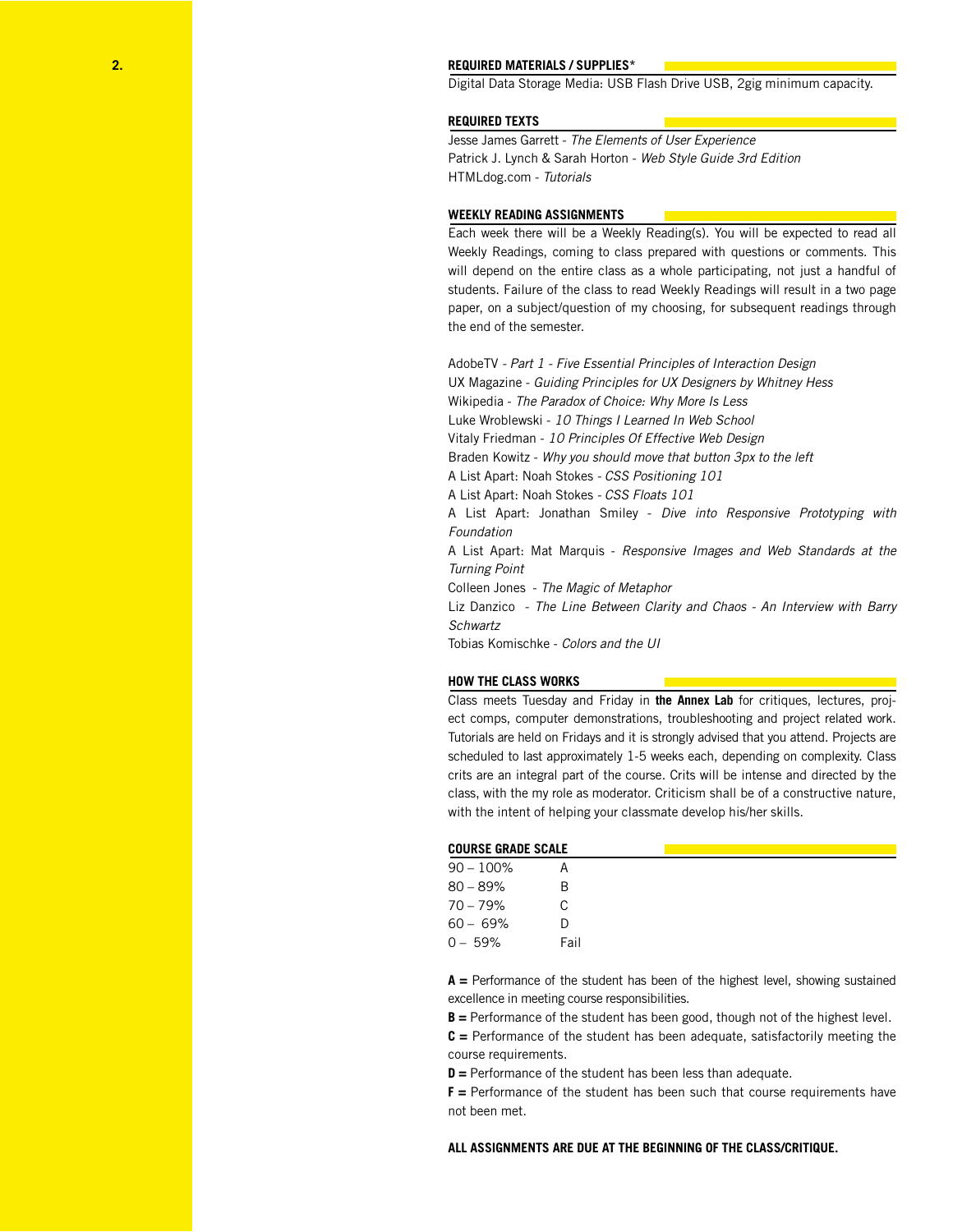## REQUIRED MATERIALS / SUPPLIES*

Digital Data Storage Media: USB Flash Drive USB, 2gig minimum capacity.

## REQUIRED TEXTS

Jesse James Garrett - *The Elements of User Experience*
Patrick J. Lynch & Sarah Horton - *Web Style Guide 3rd Edition*
HTMLdog.com - *Tutorials*

## WEEKLY READING ASSIGNMENTS

Each week there will be a Weekly Reading(s). You will be expected to read all Weekly Readings, coming to class prepared with questions or comments. This will depend on the entire class as a whole participating, not just a handful of students. Failure of the class to read Weekly Readings will result in a two page paper, on a subject/question of my choosing, for subsequent readings through the end of the semester.

AdobeTV - *Part 1 - Five Essential Principles of Interaction Design*
UX Magazine - *Guiding Principles for UX Designers by Whitney Hess*
Wikipedia - *The Paradox of Choice: Why More Is Less*
Luke Wroblewski - *10 Things I Learned In Web School*
Vitaly Friedman - *10 Principles Of Effective Web Design*
Braden Kowitz - *Why you should move that button 3px to the left*
A List Apart: Noah Stokes - *CSS Positioning 101*
A List Apart: Noah Stokes - *CSS Floats 101*
A List Apart: Jonathan Smiley - *Dive into Responsive Prototyping with Foundation*
A List Apart: Mat Marquis - *Responsive Images and Web Standards at the Turning Point*
Colleen Jones - *The Magic of Metaphor*
Liz Danzico - *The Line Between Clarity and Chaos - An Interview with Barry Schwartz*
Tobias Komischke - *Colors and the UI*

## HOW THE CLASS WORKS

Class meets Tuesday and Friday in **the Annex Lab** for critiques, lectures, project comps, computer demonstrations, troubleshooting and project related work. Tutorials are held on Fridays and it is strongly advised that you attend. Projects are scheduled to last approximately 1-5 weeks each, depending on complexity. Class crits are an integral part of the course. Crits will be intense and directed by the class, with the my role as moderator. Criticism shall be of a constructive nature, with the intent of helping your classmate develop his/her skills.

## COURSE GRADE SCALE

| | |
|---|---|
| 90 – 100% | A |
| 80 – 89% | B |
| 70 – 79% | C |
| 60 – 69% | D |
| 0 – 59% | Fail |

**A =** Performance of the student has been of the highest level, showing sustained excellence in meeting course responsibilities.
**B =** Performance of the student has been good, though not of the highest level.
**C =** Performance of the student has been adequate, satisfactorily meeting the course requirements.
**D =** Performance of the student has been less than adequate.
**F =** Performance of the student has been such that course requirements have not been met.

**ALL ASSIGNMENTS ARE DUE AT THE BEGINNING OF THE CLASS/CRITIQUE.**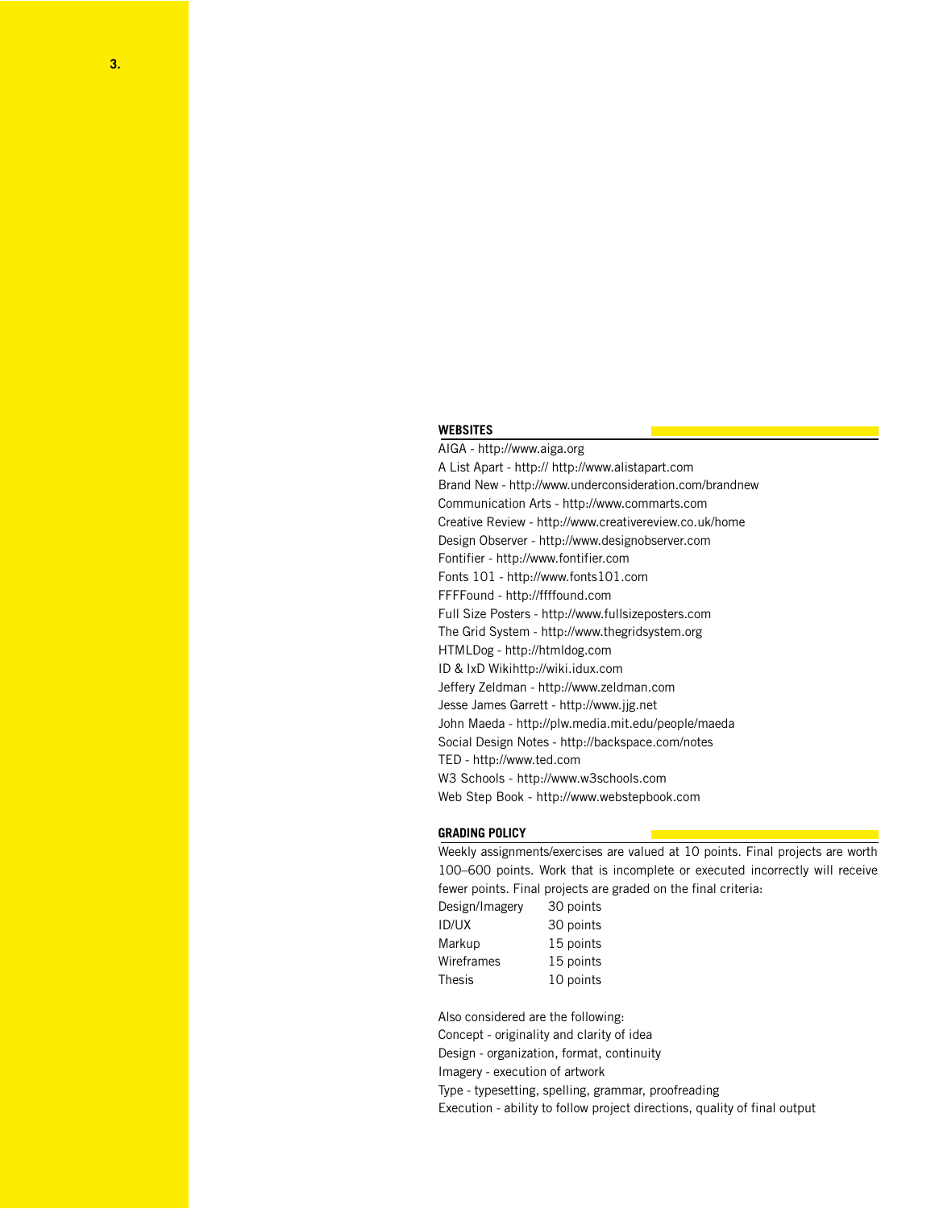## WEBSITES

AIGA - http://www.aiga.org
A List Apart - http:// http://www.alistapart.com
Brand New - http://www.underconsideration.com/brandnew
Communication Arts - http://www.commarts.com
Creative Review - http://www.creativereview.co.uk/home
Design Observer - http://www.designobserver.com
Fontifier - http://www.fontifier.com
Fonts 101 - http://www.fonts101.com
FFFFound - http://ffffound.com
Full Size Posters - http://www.fullsizeposters.com
The Grid System - http://www.thegridsystem.org
HTMLDog - http://htmldog.com
ID & IxD Wikihttp://wiki.idux.com
Jeffery Zeldman - http://www.zeldman.com
Jesse James Garrett - http://www.jjg.net
John Maeda - http://plw.media.mit.edu/people/maeda
Social Design Notes - http://backspace.com/notes
TED - http://www.ted.com
W3 Schools - http://www.w3schools.com
Web Step Book - http://www.webstepbook.com

## GRADING POLICY

Weekly assignments/exercises are valued at 10 points. Final projects are worth 100–600 points. Work that is incomplete or executed incorrectly will receive fewer points. Final projects are graded on the final criteria:

| | |
|---|---|
| Design/Imagery | 30 points |
| ID/UX | 30 points |
| Markup | 15 points |
| Wireframes | 15 points |
| Thesis | 10 points |

Also considered are the following:
Concept - originality and clarity of idea
Design - organization, format, continuity
Imagery - execution of artwork
Type - typesetting, spelling, grammar, proofreading
Execution - ability to follow project directions, quality of final output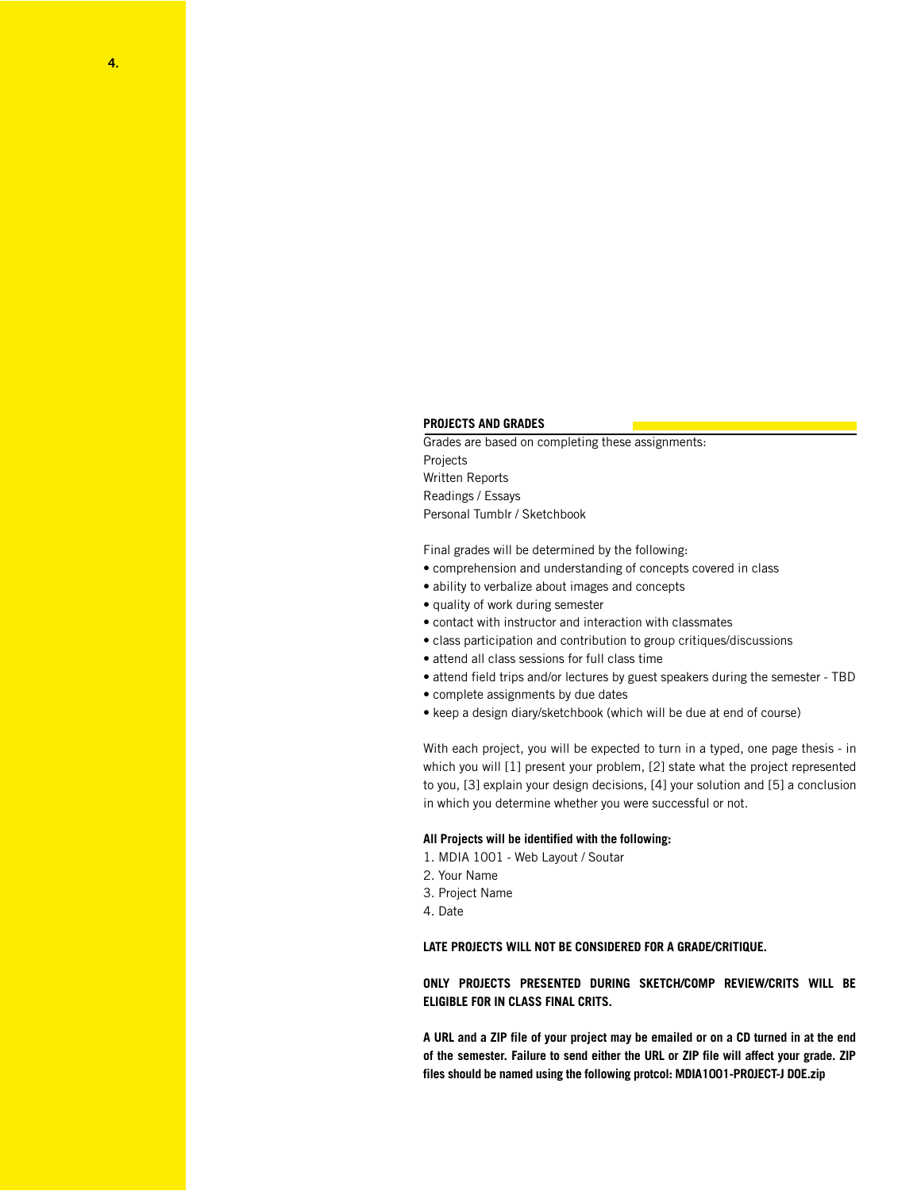## PROJECTS AND GRADES

Grades are based on completing these assignments:
Projects
Written Reports
Readings / Essays
Personal Tumblr / Sketchbook

Final grades will be determined by the following:

- comprehension and understanding of concepts covered in class
- ability to verbalize about images and concepts
- quality of work during semester
- contact with instructor and interaction with classmates
- class participation and contribution to group critiques/discussions
- attend all class sessions for full class time
- attend field trips and/or lectures by guest speakers during the semester - TBD
- complete assignments by due dates
- keep a design diary/sketchbook (which will be due at end of course)

With each project, you will be expected to turn in a typed, one page thesis - in which you will [1] present your problem, [2] state what the project represented to you, [3] explain your design decisions, [4] your solution and [5] a conclusion in which you determine whether you were successful or not.

**All Projects will be identified with the following:**

1. MDIA 1001 - Web Layout / Soutar
2. Your Name
3. Project Name
4. Date

**LATE PROJECTS WILL NOT BE CONSIDERED FOR A GRADE/CRITIQUE.**

**ONLY PROJECTS PRESENTED DURING SKETCH/COMP REVIEW/CRITS WILL BE ELIGIBLE FOR IN CLASS FINAL CRITS.**

**A URL and a ZIP file of your project may be emailed or on a CD turned in at the end of the semester. Failure to send either the URL or ZIP file will affect your grade. ZIP files should be named using the following protcol: MDIA1001-PROJECT-J DOE.zip**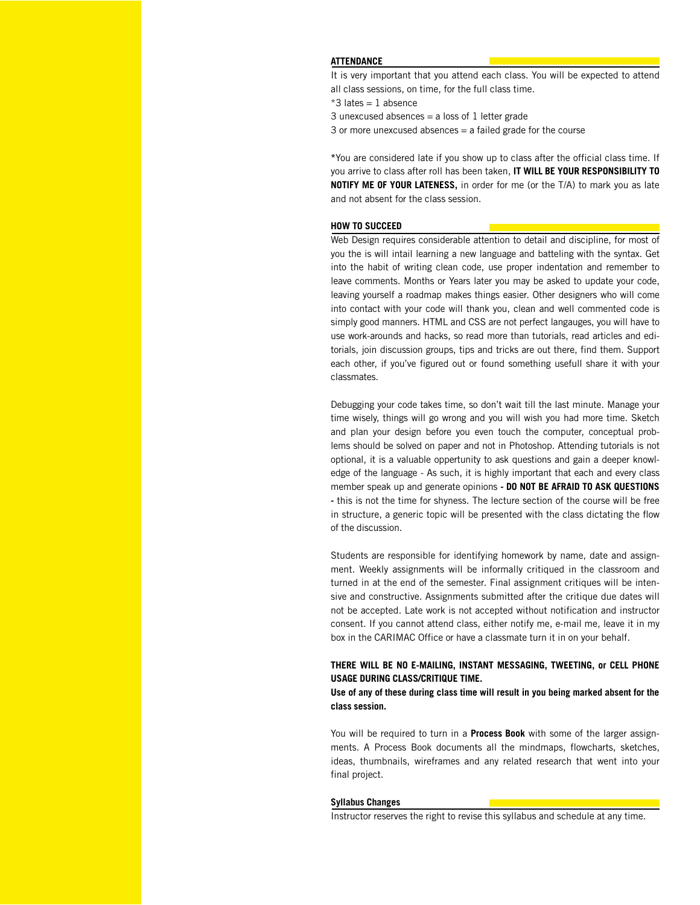## ATTENDANCE

It is very important that you attend each class. You will be expected to attend all class sessions, on time, for the full class time.

*3 lates = 1 absence

3 unexcused absences = a loss of 1 letter grade

3 or more unexcused absences = a failed grade for the course

*You are considered late if you show up to class after the official class time. If you arrive to class after roll has been taken, **IT WILL BE YOUR RESPONSIBILITY TO NOTIFY ME OF YOUR LATENESS,** in order for me (or the T/A) to mark you as late and not absent for the class session.

## HOW TO SUCCEED

Web Design requires considerable attention to detail and discipline, for most of you the is will intail learning a new language and batteling with the syntax. Get into the habit of writing clean code, use proper indentation and remember to leave comments. Months or Years later you may be asked to update your code, leaving yourself a roadmap makes things easier. Other designers who will come into contact with your code will thank you, clean and well commented code is simply good manners. HTML and CSS are not perfect langauges, you will have to use work-arounds and hacks, so read more than tutorials, read articles and editorials, join discussion groups, tips and tricks are out there, find them. Support each other, if you've figured out or found something usefull share it with your classmates.

Debugging your code takes time, so don't wait till the last minute. Manage your time wisely, things will go wrong and you will wish you had more time. Sketch and plan your design before you even touch the computer, conceptual problems should be solved on paper and not in Photoshop. Attending tutorials is not optional, it is a valuable oppertunity to ask questions and gain a deeper knowledge of the language - As such, it is highly important that each and every class member speak up and generate opinions **- DO NOT BE AFRAID TO ASK QUESTIONS -** this is not the time for shyness. The lecture section of the course will be free in structure, a generic topic will be presented with the class dictating the flow of the discussion.

Students are responsible for identifying homework by name, date and assignment. Weekly assignments will be informally critiqued in the classroom and turned in at the end of the semester. Final assignment critiques will be intensive and constructive. Assignments submitted after the critique due dates will not be accepted. Late work is not accepted without notification and instructor consent. If you cannot attend class, either notify me, e-mail me, leave it in my box in the CARIMAC Office or have a classmate turn it in on your behalf.

**THERE WILL BE NO E-MAILING, INSTANT MESSAGING, TWEETING, or CELL PHONE USAGE DURING CLASS/CRITIQUE TIME.**

**Use of any of these during class time will result in you being marked absent for the class session.**

You will be required to turn in a **Process Book** with some of the larger assignments. A Process Book documents all the mindmaps, flowcharts, sketches, ideas, thumbnails, wireframes and any related research that went into your final project.

## Syllabus Changes

Instructor reserves the right to revise this syllabus and schedule at any time.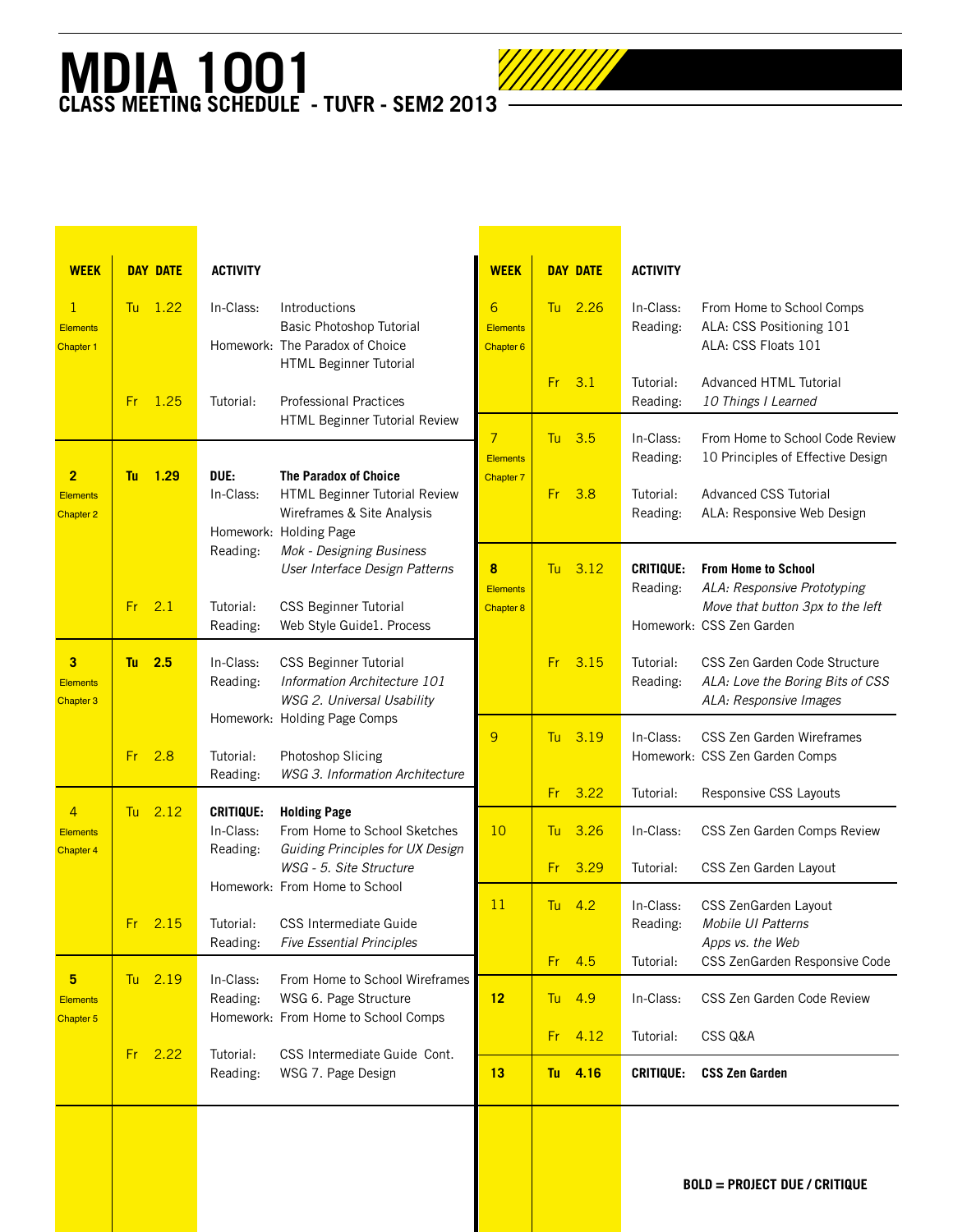# MDIA 1001

## CLASS MEETING SCHEDULE - TU\FR - SEM2 2013

| WEEK | DAY | DATE | ACTIVITY | |
|---|---|---|---|---|
| 1 Elements Chapter 1 | Tu | 1.22 | In-Class: | Introductions<br>Basic Photoshop Tutorial |
| | | | Homework: | The Paradox of Choice<br>HTML Beginner Tutorial |
| | Fr | 1.25 | Tutorial: | Professional Practices<br>HTML Beginner Tutorial Review |
| **2** Elements Chapter 2 | **Tu** | **1.29** | **DUE:** | **The Paradox of Choice** |
| | | | In-Class: | HTML Beginner Tutorial Review<br>Wireframes & Site Analysis |
| | | | Homework: | Holding Page |
| | | | Reading: | *Mok - Designing Business*<br>*User Interface Design Patterns* |
| | Fr | 2.1 | Tutorial: | CSS Beginner Tutorial |
| | | | Reading: | Web Style Guide1. Process |
| **3** Elements Chapter 3 | **Tu** | **2.5** | In-Class: | CSS Beginner Tutorial |
| | | | Reading: | *Information Architecture 101*<br>*WSG 2. Universal Usability* |
| | | | Homework: | Holding Page Comps |
| | Fr | 2.8 | Tutorial: | Photoshop Slicing |
| | | | Reading: | *WSG 3. Information Architecture* |
| 4 Elements Chapter 4 | Tu | 2.12 | **CRITIQUE:** | **Holding Page** |
| | | | In-Class: | From Home to School Sketches |
| | | | Reading: | *Guiding Principles for UX Design*<br>*WSG - 5. Site Structure* |
| | | | Homework: | From Home to School |
| | Fr | 2.15 | Tutorial: | CSS Intermediate Guide |
| | | | Reading: | *Five Essential Principles* |
| **5** Elements Chapter 5 | Tu | 2.19 | In-Class: | From Home to School Wireframes |
| | | | Reading: | WSG 6. Page Structure |
| | | | Homework: | From Home to School Comps |
| | Fr | 2.22 | Tutorial: | CSS Intermediate Guide Cont. |
| | | | Reading: | WSG 7. Page Design |
| 6 Elements Chapter 6 | Tu | 2.26 | In-Class: | From Home to School Comps |
| | | | Reading: | ALA: CSS Positioning 101<br>ALA: CSS Floats 101 |
| | Fr | 3.1 | Tutorial: | Advanced HTML Tutorial |
| | | | Reading: | *10 Things I Learned* |
| 7 Elements Chapter 7 | Tu | 3.5 | In-Class: | From Home to School Code Review |
| | | | Reading: | 10 Principles of Effective Design |
| | Fr | 3.8 | Tutorial: | Advanced CSS Tutorial |
| | | | Reading: | ALA: Responsive Web Design |
| **8** Elements Chapter 8 | Tu | 3.12 | **CRITIQUE:** | **From Home to School** |
| | | | Reading: | *ALA: Responsive Prototyping*<br>*Move that button 3px to the left* |
| | | | Homework: | CSS Zen Garden |
| | Fr | 3.15 | Tutorial: | CSS Zen Garden Code Structure |
| | | | Reading: | *ALA: Love the Boring Bits of CSS*<br>*ALA: Responsive Images* |
| 9 | Tu | 3.19 | In-Class: | CSS Zen Garden Wireframes |
| | | | Homework: | CSS Zen Garden Comps |
| | Fr | 3.22 | Tutorial: | Responsive CSS Layouts |
| 10 | Tu | 3.26 | In-Class: | CSS Zen Garden Comps Review |
| | Fr | 3.29 | Tutorial: | CSS Zen Garden Layout |
| 11 | Tu | 4.2 | In-Class: | CSS ZenGarden Layout |
| | | | Reading: | *Mobile UI Patterns*<br>*Apps vs. the Web* |
| | Fr | 4.5 | Tutorial: | CSS ZenGarden Responsive Code |
| **12** | Tu | 4.9 | In-Class: | CSS Zen Garden Code Review |
| | Fr | 4.12 | Tutorial: | CSS Q&A |
| **13** | **Tu** | **4.16** | **CRITIQUE:** | **CSS Zen Garden** |

**BOLD = PROJECT DUE / CRITIQUE**